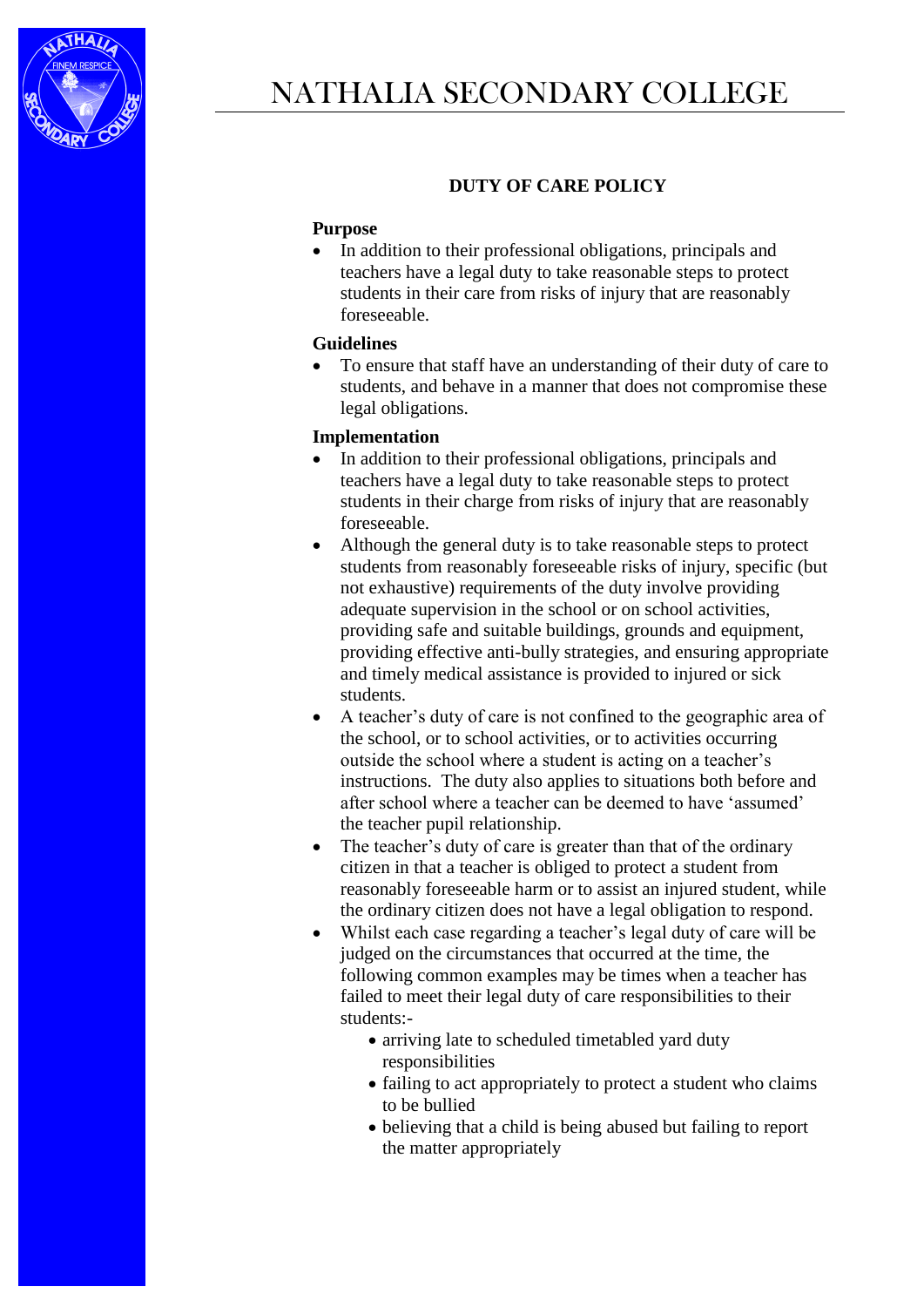# NATHALIA SECONDARY COLLEGE

## DUTY OF CARE POLICY

### Purpose

- In addition to their professional obligations, principals and teachers have a legal duty to take reasonable steps to protect students in their care from risks of injury that are reasonably foreseeable.

### Guidelines

- To ensure that staff have an understanding of their duty of care to students, and behave in a manner that does not compromise these legal obligations.

### Implementation

- In addition to their professional obligations, principals and teachers have a legal duty to take reasonable steps to protect students in their charge from risks of injury that are reasonably foreseeable.
- Although the general duty is to take reasonable steps to protect students from reasonably foreseeable risks of injury, specific (but not exhaustive) requirements of the duty involve providing adequate supervision in the school or on school activities, providing safe and suitable buildings, grounds and equipment, providing effective anti-bully strategies, and ensuring appropriate and timely medical assistance is provided to injured or sick students.
- A teacher's duty of care is not confined to the geographic area of the school, or to school activities, or to activities occurring outside the school where a student is acting on a teacher's instructions. The duty also applies to situations both before and after school where a teacher can be deemed to have 'assumed' the teacher pupil relationship.
- The teacher's duty of care is greater than that of the ordinary citizen in that a teacher is obliged to protect a student from reasonably foreseeable harm or to assist an injured student, while the ordinary citizen does not have a legal obligation to respond.
- Whilst each case regarding a teacher's legal duty of care will be judged on the circumstances that occurred at the time, the following common examples may be times when a teacher has failed to meet their legal duty of care responsibilities to their students:-
  - arriving late to scheduled timetabled yard duty responsibilities
  - failing to act appropriately to protect a student who claims to be bullied
  - believing that a child is being abused but failing to report the matter appropriately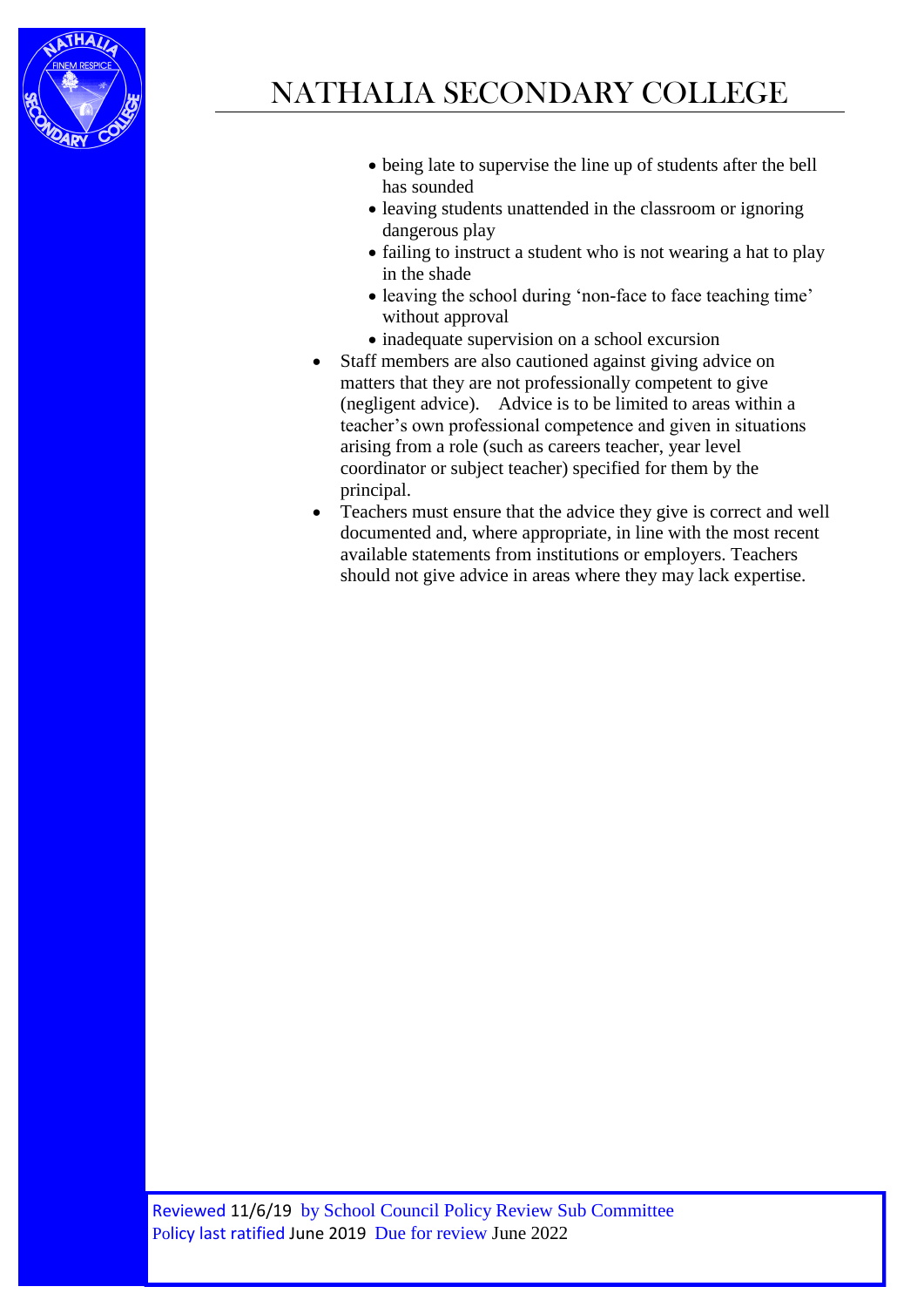- being late to supervise the line up of students after the bell has sounded
  - leaving students unattended in the classroom or ignoring dangerous play
  - failing to instruct a student who is not wearing a hat to play in the shade
  - leaving the school during 'non-face to face teaching time' without approval
  - inadequate supervision on a school excursion
- Staff members are also cautioned against giving advice on matters that they are not professionally competent to give (negligent advice). Advice is to be limited to areas within a teacher's own professional competence and given in situations arising from a role (such as careers teacher, year level coordinator or subject teacher) specified for them by the principal.
- Teachers must ensure that the advice they give is correct and well documented and, where appropriate, in line with the most recent available statements from institutions or employers. Teachers should not give advice in areas where they may lack expertise.

Reviewed 11/6/19 by School Council Policy Review Sub Committee
Policy last ratified June 2019 Due for review June 2022